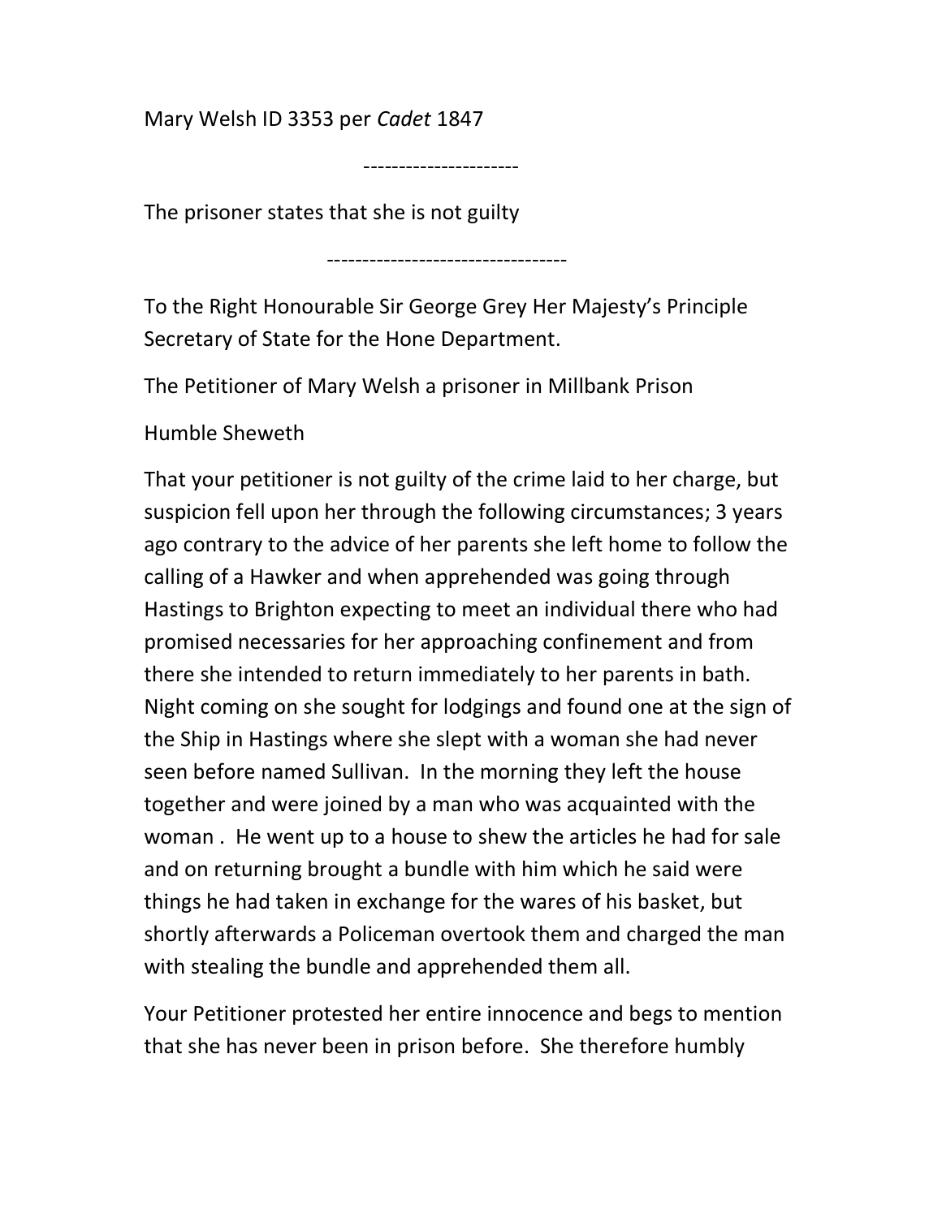Mary Welsh ID 3353 per *Cadet* 1847

----------------------

The prisoner states that she is not guilty

----------------------------------

To the Right Honourable Sir George Grey Her Majesty's Principle Secretary of State for the Hone Department.

The Petitioner of Mary Welsh a prisoner in Millbank Prison

Humble Sheweth

That your petitioner is not guilty of the crime laid to her charge, but suspicion fell upon her through the following circumstances; 3 years ago contrary to the advice of her parents she left home to follow the calling of a Hawker and when apprehended was going through Hastings to Brighton expecting to meet an individual there who had promised necessaries for her approaching confinement and from there she intended to return immediately to her parents in bath. Night coming on she sought for lodgings and found one at the sign of the Ship in Hastings where she slept with a woman she had never seen before named Sullivan. In the morning they left the house together and were joined by a man who was acquainted with the woman . He went up to a house to shew the articles he had for sale and on returning brought a bundle with him which he said were things he had taken in exchange for the wares of his basket, but shortly afterwards a Policeman overtook them and charged the man with stealing the bundle and apprehended them all.

Your Petitioner protested her entire innocence and begs to mention that she has never been in prison before. She therefore humbly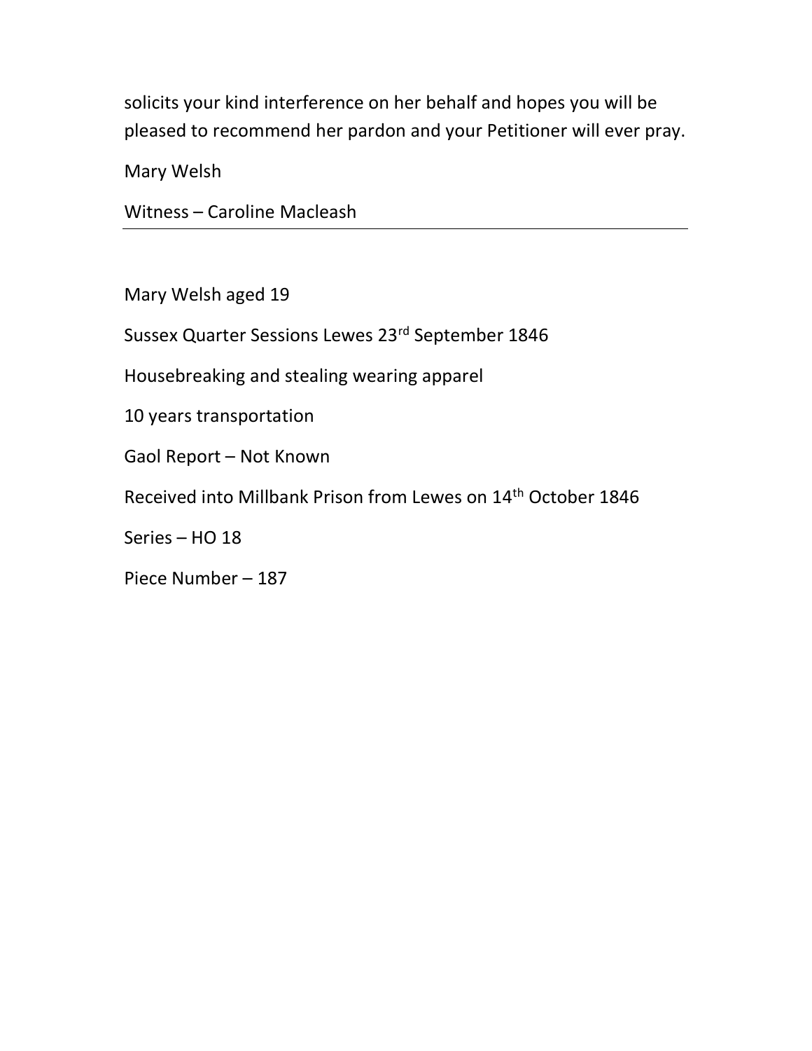solicits your kind interference on her behalf and hopes you will be pleased to recommend her pardon and your Petitioner will ever pray.

Mary Welsh

Witness – Caroline Macleash

---

Mary Welsh aged 19

Sussex Quarter Sessions Lewes 23rd September 1846

Housebreaking and stealing wearing apparel

10 years transportation

Gaol Report – Not Known

Received into Millbank Prison from Lewes on 14th October 1846

Series – HO 18

Piece Number – 187